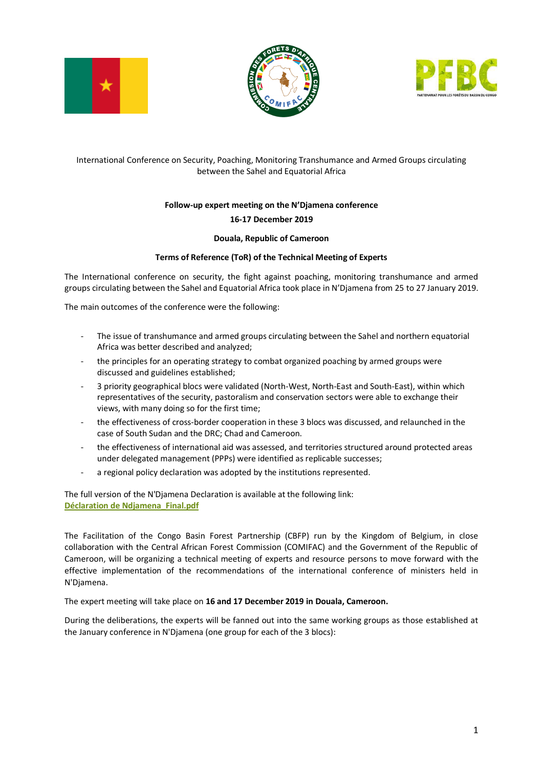International Conference on Security, Poaching, Monitoring Transhumance and Armed Groups circulating between the Sahel and Equatorial Africa

**Follow-up expert meeting on the N'Djamena conference**

**16-17 December 2019**

**Douala, Republic of Cameroon**

**Terms of Reference (ToR) of the Technical Meeting of Experts**

The International conference on security, the fight against poaching, monitoring transhumance and armed groups circulating between the Sahel and Equatorial Africa took place in N'Djamena from 25 to 27 January 2019.

The main outcomes of the conference were the following:

- The issue of transhumance and armed groups circulating between the Sahel and northern equatorial Africa was better described and analyzed;
- the principles for an operating strategy to combat organized poaching by armed groups were discussed and guidelines established;
- 3 priority geographical blocs were validated (North-West, North-East and South-East), within which representatives of the security, pastoralism and conservation sectors were able to exchange their views, with many doing so for the first time;
- the effectiveness of cross-border cooperation in these 3 blocs was discussed, and relaunched in the case of South Sudan and the DRC; Chad and Cameroon.
- the effectiveness of international aid was assessed, and territories structured around protected areas under delegated management (PPPs) were identified as replicable successes;
- a regional policy declaration was adopted by the institutions represented.

The full version of the N'Djamena Declaration is available at the following link:
**Déclaration de Ndjamena_Final.pdf**

The Facilitation of the Congo Basin Forest Partnership (CBFP) run by the Kingdom of Belgium, in close collaboration with the Central African Forest Commission (COMIFAC) and the Government of the Republic of Cameroon, will be organizing a technical meeting of experts and resource persons to move forward with the effective implementation of the recommendations of the international conference of ministers held in N'Djamena.

The expert meeting will take place on **16 and 17 December 2019 in Douala, Cameroon.**

During the deliberations, the experts will be fanned out into the same working groups as those established at the January conference in N'Djamena (one group for each of the 3 blocs):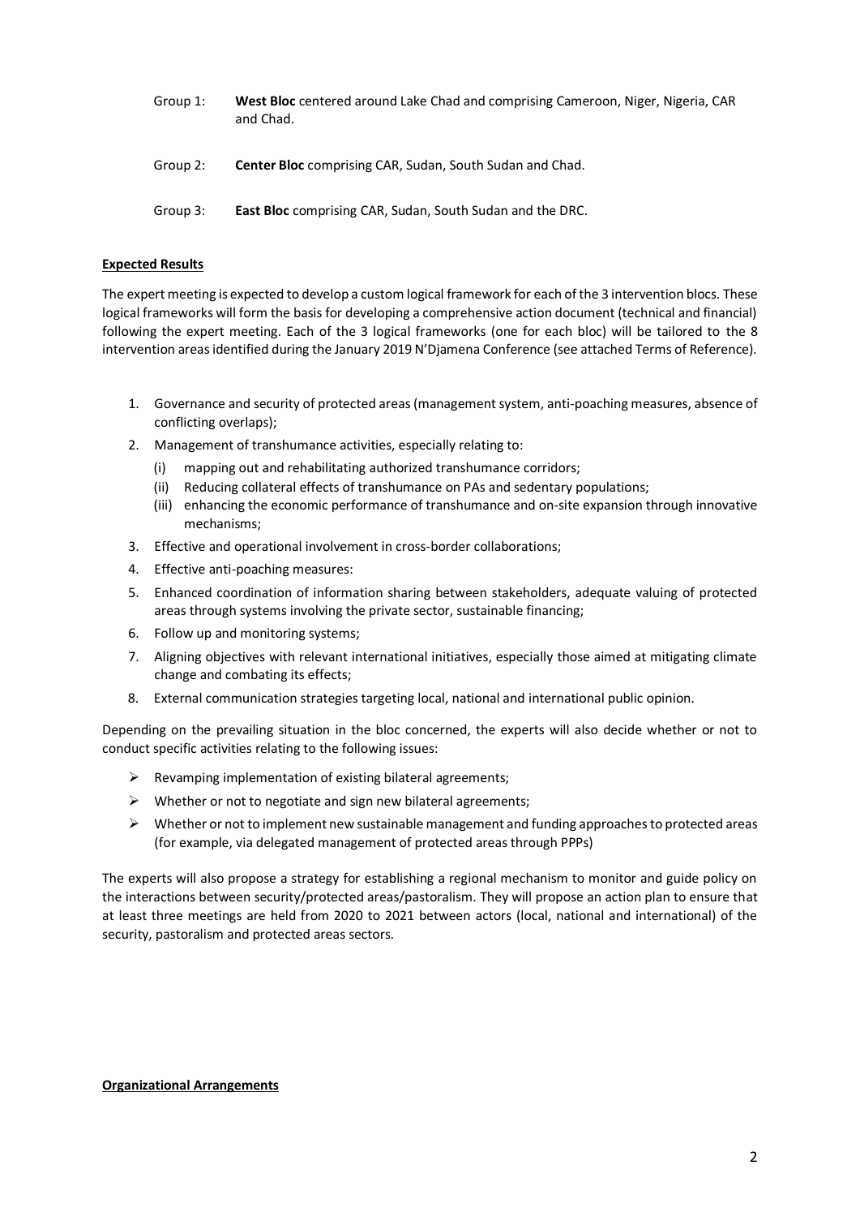Group 1: **West Bloc** centered around Lake Chad and comprising Cameroon, Niger, Nigeria, CAR and Chad.

Group 2: **Center Bloc** comprising CAR, Sudan, South Sudan and Chad.

Group 3: **East Bloc** comprising CAR, Sudan, South Sudan and the DRC.

**Expected Results**

The expert meeting is expected to develop a custom logical framework for each of the 3 intervention blocs. These logical frameworks will form the basis for developing a comprehensive action document (technical and financial) following the expert meeting. Each of the 3 logical frameworks (one for each bloc) will be tailored to the 8 intervention areas identified during the January 2019 N'Djamena Conference (see attached Terms of Reference).

1. Governance and security of protected areas (management system, anti-poaching measures, absence of conflicting overlaps);
2. Management of transhumance activities, especially relating to:
   (i) mapping out and rehabilitating authorized transhumance corridors;
   (ii) Reducing collateral effects of transhumance on PAs and sedentary populations;
   (iii) enhancing the economic performance of transhumance and on-site expansion through innovative mechanisms;
3. Effective and operational involvement in cross-border collaborations;
4. Effective anti-poaching measures:
5. Enhanced coordination of information sharing between stakeholders, adequate valuing of protected areas through systems involving the private sector, sustainable financing;
6. Follow up and monitoring systems;
7. Aligning objectives with relevant international initiatives, especially those aimed at mitigating climate change and combating its effects;
8. External communication strategies targeting local, national and international public opinion.

Depending on the prevailing situation in the bloc concerned, the experts will also decide whether or not to conduct specific activities relating to the following issues:

- Revamping implementation of existing bilateral agreements;
- Whether or not to negotiate and sign new bilateral agreements;
- Whether or not to implement new sustainable management and funding approaches to protected areas (for example, via delegated management of protected areas through PPPs)

The experts will also propose a strategy for establishing a regional mechanism to monitor and guide policy on the interactions between security/protected areas/pastoralism. They will propose an action plan to ensure that at least three meetings are held from 2020 to 2021 between actors (local, national and international) of the security, pastoralism and protected areas sectors.

**Organizational Arrangements**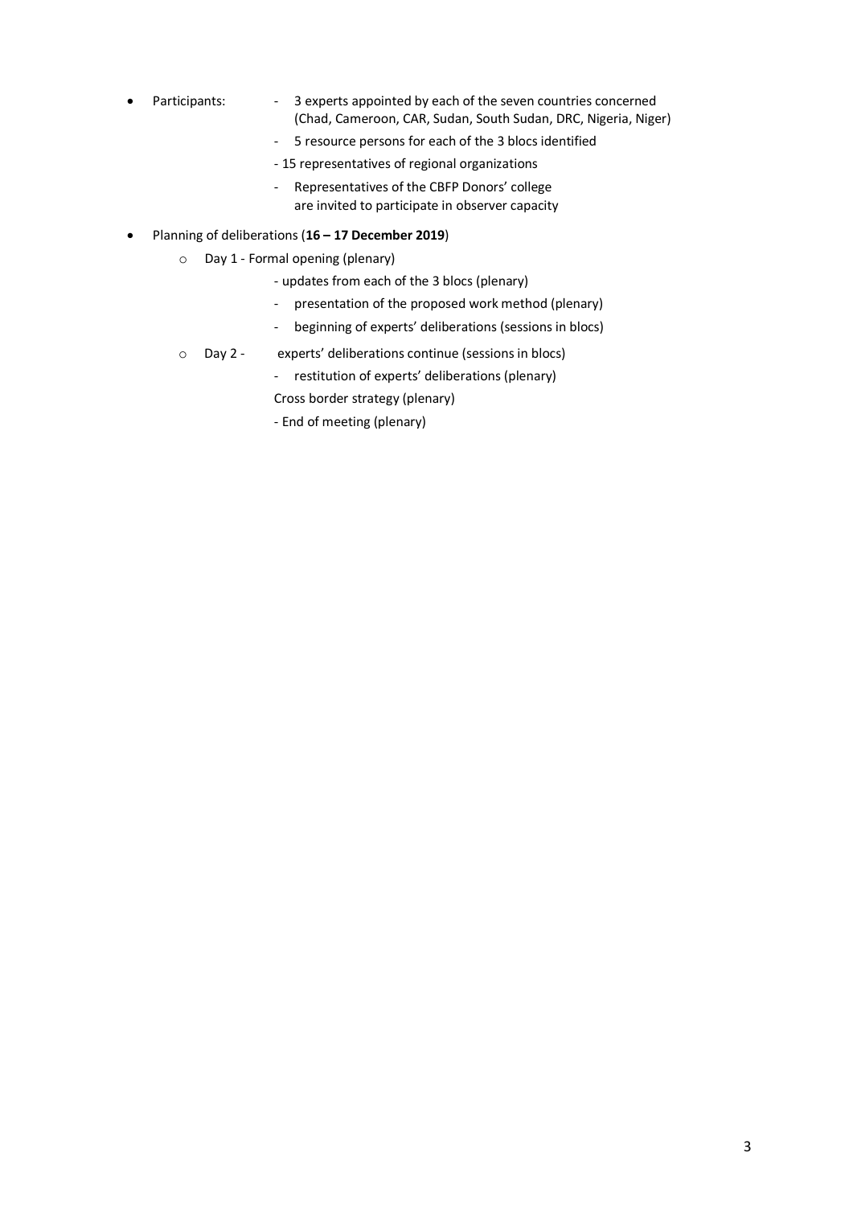- Participants:
  - 3 experts appointed by each of the seven countries concerned (Chad, Cameroon, CAR, Sudan, South Sudan, DRC, Nigeria, Niger)
  - 5 resource persons for each of the 3 blocs identified
  - 15 representatives of regional organizations
  - Representatives of the CBFP Donors' college are invited to participate in observer capacity

- Planning of deliberations (**16 – 17 December 2019**)
  - Day 1 - Formal opening (plenary)
    - updates from each of the 3 blocs (plenary)
    - presentation of the proposed work method (plenary)
    - beginning of experts' deliberations (sessions in blocs)
  - Day 2 - experts' deliberations continue (sessions in blocs)
    - restitution of experts' deliberations (plenary)
    - Cross border strategy (plenary)
    - End of meeting (plenary)